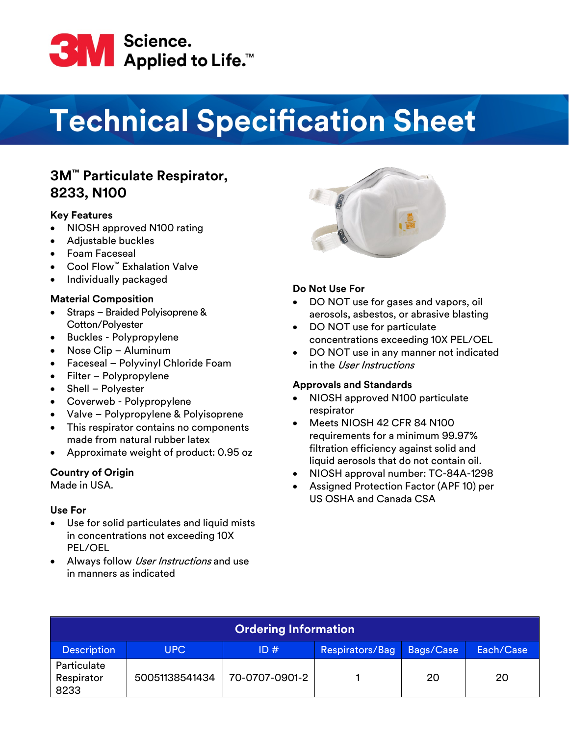3M Science. Applied to Life.™

# Technical Specification Sheet

## 3M™ Particulate Respirator, 8233, N100

### Key Features

- NIOSH approved N100 rating
- Adjustable buckles
- Foam Faceseal
- Cool Flow™ Exhalation Valve
- Individually packaged

### Material Composition

- Straps – Braided Polyisoprene & Cotton/Polyester
- Buckles - Polypropylene
- Nose Clip – Aluminum
- Faceseal – Polyvinyl Chloride Foam
- Filter – Polypropylene
- Shell – Polyester
- Coverweb - Polypropylene
- Valve – Polypropylene & Polyisoprene
- This respirator contains no components made from natural rubber latex
- Approximate weight of product: 0.95 oz

### Country of Origin

Made in USA.

### Use For

- Use for solid particulates and liquid mists in concentrations not exceeding 10X PEL/OEL
- Always follow *User Instructions* and use in manners as indicated

### Do Not Use For

- DO NOT use for gases and vapors, oil aerosols, asbestos, or abrasive blasting
- DO NOT use for particulate concentrations exceeding 10X PEL/OEL
- DO NOT use in any manner not indicated in the *User Instructions*

### Approvals and Standards

- NIOSH approved N100 particulate respirator
- Meets NIOSH 42 CFR 84 N100 requirements for a minimum 99.97% filtration efficiency against solid and liquid aerosols that do not contain oil.
- NIOSH approval number: TC-84A-1298
- Assigned Protection Factor (APF 10) per US OSHA and Canada CSA

| Ordering Information | | | | | |
|---|---|---|---|---|---|
| Description | UPC | ID # | Respirators/Bag | Bags/Case | Each/Case |
| Particulate Respirator 8233 | 50051138541434 | 70-0707-0901-2 | 1 | 20 | 20 |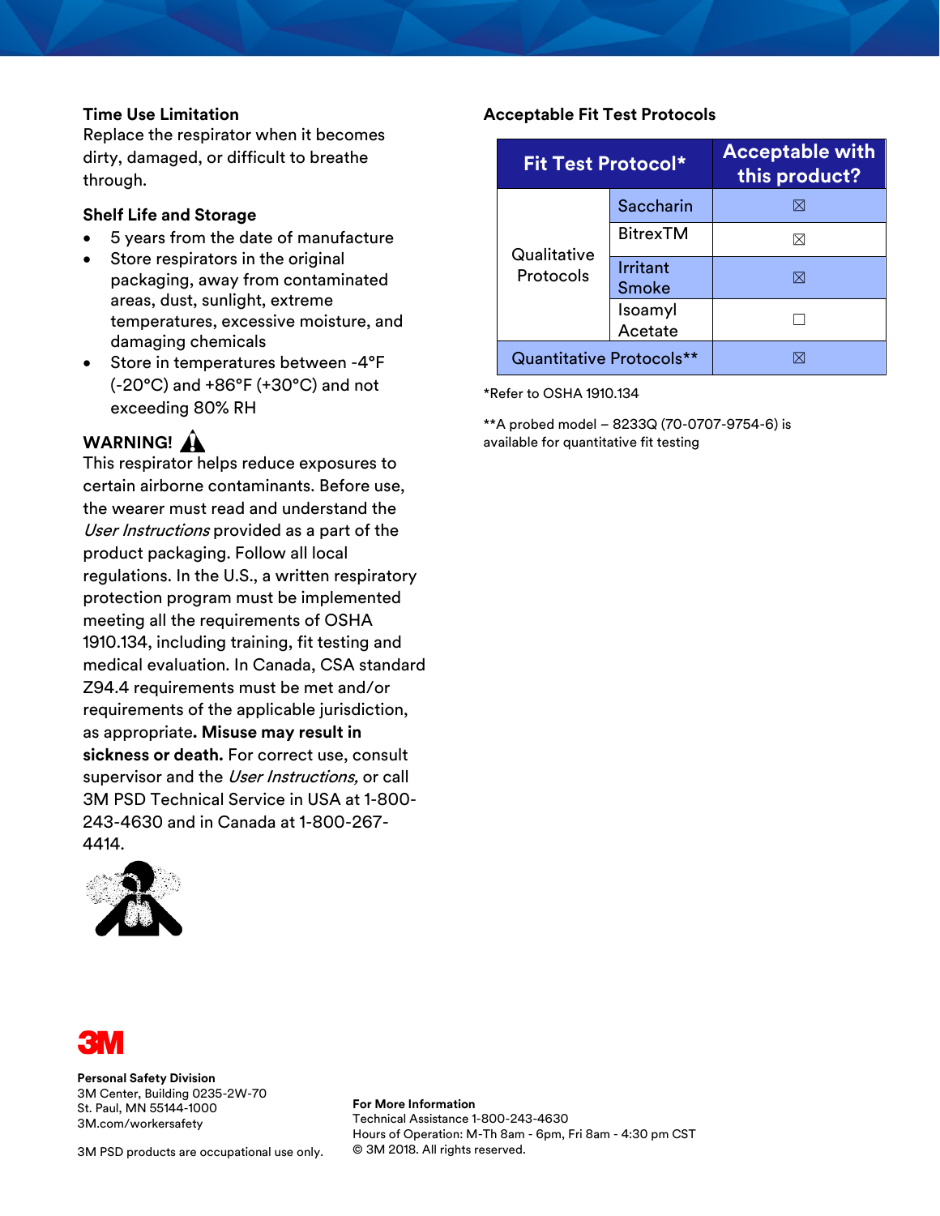### Time Use Limitation

Replace the respirator when it becomes dirty, damaged, or difficult to breathe through.

### Shelf Life and Storage

- 5 years from the date of manufacture
- Store respirators in the original packaging, away from contaminated areas, dust, sunlight, extreme temperatures, excessive moisture, and damaging chemicals
- Store in temperatures between -4°F (-20°C) and +86°F (+30°C) and not exceeding 80% RH

### WARNING!

This respirator helps reduce exposures to certain airborne contaminants. Before use, the wearer must read and understand the *User Instructions* provided as a part of the product packaging. Follow all local regulations. In the U.S., a written respiratory protection program must be implemented meeting all the requirements of OSHA 1910.134, including training, fit testing and medical evaluation. In Canada, CSA standard Z94.4 requirements must be met and/or requirements of the applicable jurisdiction, as appropriate. **Misuse may result in sickness or death.** For correct use, consult supervisor and the *User Instructions,* or call 3M PSD Technical Service in USA at 1-800-243-4630 and in Canada at 1-800-267-4414.

### Acceptable Fit Test Protocols

| Fit Test Protocol* | | Acceptable with this product? |
|---|---|---|
| Qualitative Protocols | Saccharin | ☒ |
| | BitrexTM | ☒ |
| | Irritant Smoke | ☒ |
| | Isoamyl Acetate | ☐ |
| Quantitative Protocols** | | ☒ |

*Refer to OSHA 1910.134

**A probed model – 8233Q (70-0707-9754-6) is available for quantitative fit testing

3M

**Personal Safety Division**
3M Center, Building 0235-2W-70
St. Paul, MN 55144-1000
3M.com/workersafety

3M PSD products are occupational use only.

**For More Information**
Technical Assistance 1-800-243-4630
Hours of Operation: M-Th 8am - 6pm, Fri 8am - 4:30 pm CST
© 3M 2018. All rights reserved.